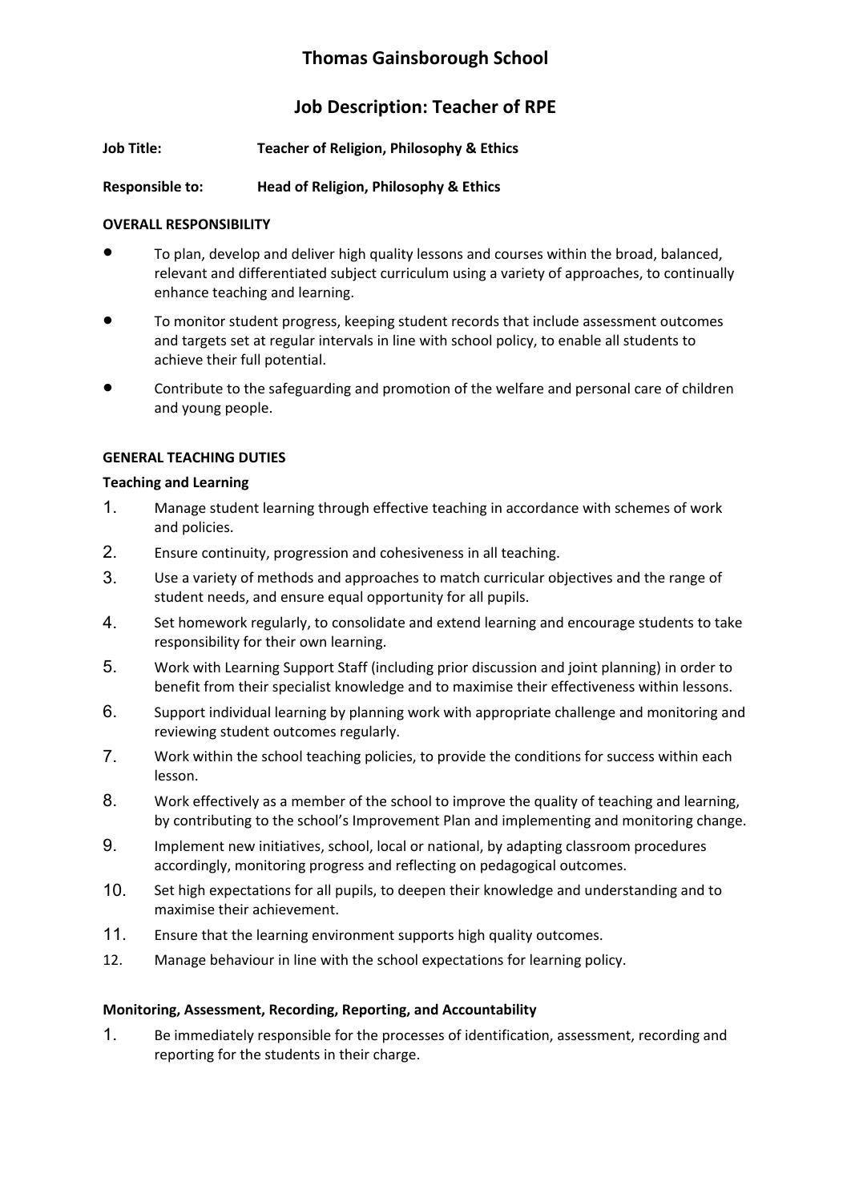# Thomas Gainsborough School

## Job Description: Teacher of RPE

**Job Title:** **Teacher of Religion, Philosophy & Ethics**

**Responsible to:** **Head of Religion, Philosophy & Ethics**

**OVERALL RESPONSIBILITY**

- To plan, develop and deliver high quality lessons and courses within the broad, balanced, relevant and differentiated subject curriculum using a variety of approaches, to continually enhance teaching and learning.
- To monitor student progress, keeping student records that include assessment outcomes and targets set at regular intervals in line with school policy, to enable all students to achieve their full potential.
- Contribute to the safeguarding and promotion of the welfare and personal care of children and young people.

**GENERAL TEACHING DUTIES**

**Teaching and Learning**

1. Manage student learning through effective teaching in accordance with schemes of work and policies.
2. Ensure continuity, progression and cohesiveness in all teaching.
3. Use a variety of methods and approaches to match curricular objectives and the range of student needs, and ensure equal opportunity for all pupils.
4. Set homework regularly, to consolidate and extend learning and encourage students to take responsibility for their own learning.
5. Work with Learning Support Staff (including prior discussion and joint planning) in order to benefit from their specialist knowledge and to maximise their effectiveness within lessons.
6. Support individual learning by planning work with appropriate challenge and monitoring and reviewing student outcomes regularly.
7. Work within the school teaching policies, to provide the conditions for success within each lesson.
8. Work effectively as a member of the school to improve the quality of teaching and learning, by contributing to the school's Improvement Plan and implementing and monitoring change.
9. Implement new initiatives, school, local or national, by adapting classroom procedures accordingly, monitoring progress and reflecting on pedagogical outcomes.
10. Set high expectations for all pupils, to deepen their knowledge and understanding and to maximise their achievement.
11. Ensure that the learning environment supports high quality outcomes.
12. Manage behaviour in line with the school expectations for learning policy.

**Monitoring, Assessment, Recording, Reporting, and Accountability**

1. Be immediately responsible for the processes of identification, assessment, recording and reporting for the students in their charge.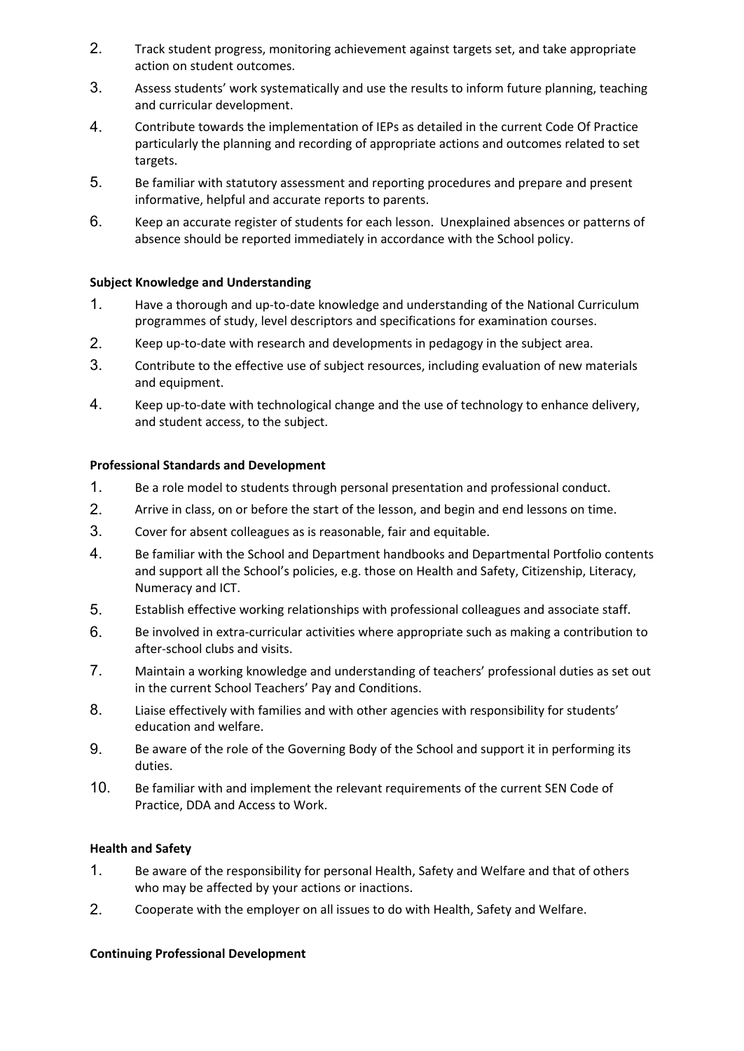2. Track student progress, monitoring achievement against targets set, and take appropriate action on student outcomes.
3. Assess students' work systematically and use the results to inform future planning, teaching and curricular development.
4. Contribute towards the implementation of IEPs as detailed in the current Code Of Practice particularly the planning and recording of appropriate actions and outcomes related to set targets.
5. Be familiar with statutory assessment and reporting procedures and prepare and present informative, helpful and accurate reports to parents.
6. Keep an accurate register of students for each lesson. Unexplained absences or patterns of absence should be reported immediately in accordance with the School policy.

**Subject Knowledge and Understanding**

1. Have a thorough and up-to-date knowledge and understanding of the National Curriculum programmes of study, level descriptors and specifications for examination courses.
2. Keep up-to-date with research and developments in pedagogy in the subject area.
3. Contribute to the effective use of subject resources, including evaluation of new materials and equipment.
4. Keep up-to-date with technological change and the use of technology to enhance delivery, and student access, to the subject.

**Professional Standards and Development**

1. Be a role model to students through personal presentation and professional conduct.
2. Arrive in class, on or before the start of the lesson, and begin and end lessons on time.
3. Cover for absent colleagues as is reasonable, fair and equitable.
4. Be familiar with the School and Department handbooks and Departmental Portfolio contents and support all the School's policies, e.g. those on Health and Safety, Citizenship, Literacy, Numeracy and ICT.
5. Establish effective working relationships with professional colleagues and associate staff.
6. Be involved in extra-curricular activities where appropriate such as making a contribution to after-school clubs and visits.
7. Maintain a working knowledge and understanding of teachers' professional duties as set out in the current School Teachers' Pay and Conditions.
8. Liaise effectively with families and with other agencies with responsibility for students' education and welfare.
9. Be aware of the role of the Governing Body of the School and support it in performing its duties.
10. Be familiar with and implement the relevant requirements of the current SEN Code of Practice, DDA and Access to Work.

**Health and Safety**

1. Be aware of the responsibility for personal Health, Safety and Welfare and that of others who may be affected by your actions or inactions.
2. Cooperate with the employer on all issues to do with Health, Safety and Welfare.

**Continuing Professional Development**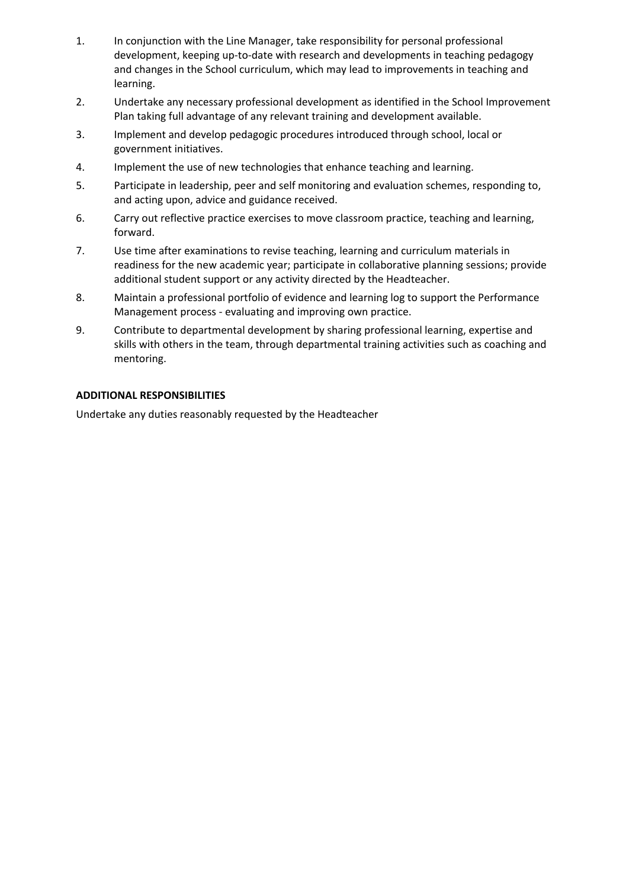1. In conjunction with the Line Manager, take responsibility for personal professional development, keeping up-to-date with research and developments in teaching pedagogy and changes in the School curriculum, which may lead to improvements in teaching and learning.
2. Undertake any necessary professional development as identified in the School Improvement Plan taking full advantage of any relevant training and development available.
3. Implement and develop pedagogic procedures introduced through school, local or government initiatives.
4. Implement the use of new technologies that enhance teaching and learning.
5. Participate in leadership, peer and self monitoring and evaluation schemes, responding to, and acting upon, advice and guidance received.
6. Carry out reflective practice exercises to move classroom practice, teaching and learning, forward.
7. Use time after examinations to revise teaching, learning and curriculum materials in readiness for the new academic year; participate in collaborative planning sessions; provide additional student support or any activity directed by the Headteacher.
8. Maintain a professional portfolio of evidence and learning log to support the Performance Management process - evaluating and improving own practice.
9. Contribute to departmental development by sharing professional learning, expertise and skills with others in the team, through departmental training activities such as coaching and mentoring.

**ADDITIONAL RESPONSIBILITIES**

Undertake any duties reasonably requested by the Headteacher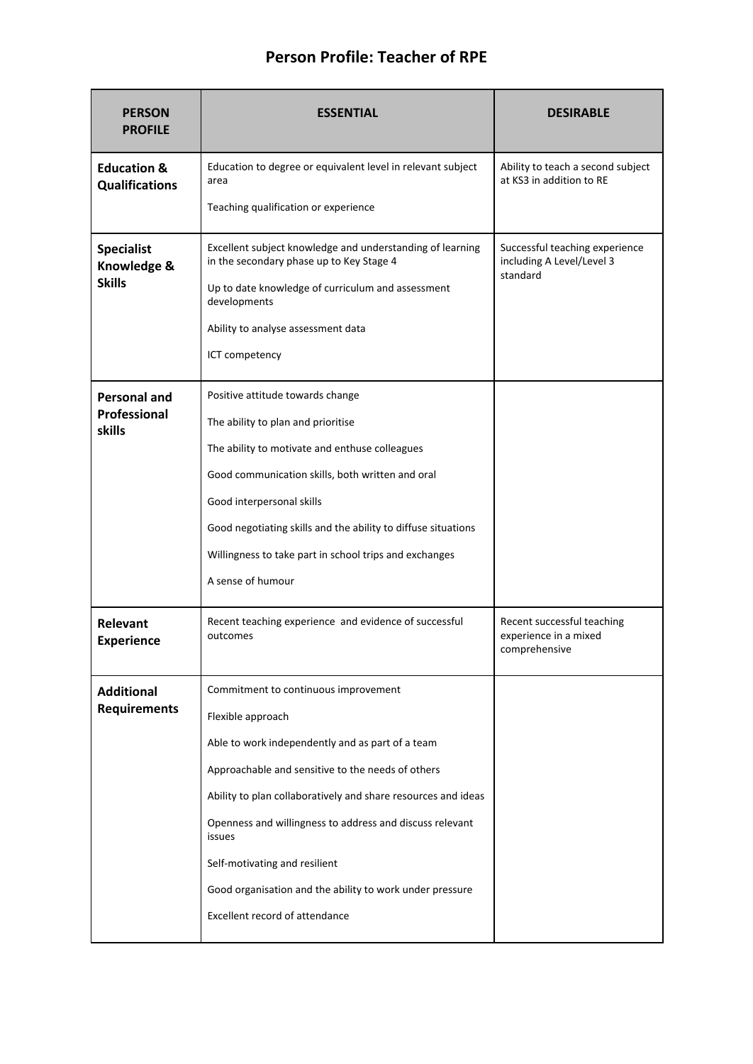# Person Profile: Teacher of RPE

| PERSON PROFILE | ESSENTIAL | DESIRABLE |
|---|---|---|
| **Education & Qualifications** | Education to degree or equivalent level in relevant subject area<br><br>Teaching qualification or experience | Ability to teach a second subject at KS3 in addition to RE |
| **Specialist Knowledge & Skills** | Excellent subject knowledge and understanding of learning in the secondary phase up to Key Stage 4<br><br>Up to date knowledge of curriculum and assessment developments<br><br>Ability to analyse assessment data<br><br>ICT competency | Successful teaching experience including A Level/Level 3 standard |
| **Personal and Professional skills** | Positive attitude towards change<br><br>The ability to plan and prioritise<br><br>The ability to motivate and enthuse colleagues<br><br>Good communication skills, both written and oral<br><br>Good interpersonal skills<br><br>Good negotiating skills and the ability to diffuse situations<br><br>Willingness to take part in school trips and exchanges<br><br>A sense of humour | |
| **Relevant Experience** | Recent teaching experience and evidence of successful outcomes | Recent successful teaching experience in a mixed comprehensive |
| **Additional Requirements** | Commitment to continuous improvement<br><br>Flexible approach<br><br>Able to work independently and as part of a team<br><br>Approachable and sensitive to the needs of others<br><br>Ability to plan collaboratively and share resources and ideas<br><br>Openness and willingness to address and discuss relevant issues<br><br>Self-motivating and resilient<br><br>Good organisation and the ability to work under pressure<br><br>Excellent record of attendance | |